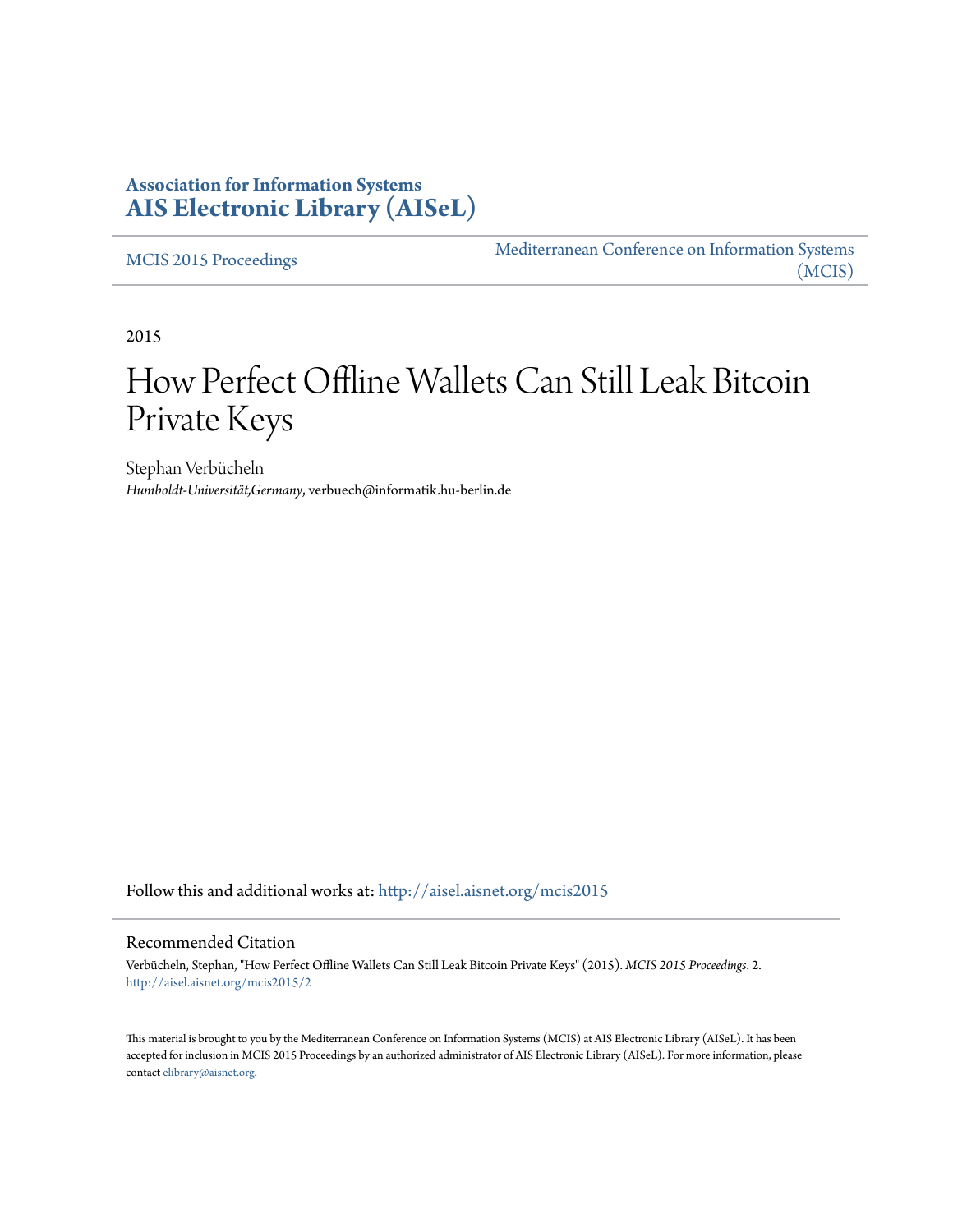**Association for Information Systems**
**AIS Electronic Library (AISeL)**

MCIS 2015 Proceedings | Mediterranean Conference on Information Systems (MCIS)

2015

# How Perfect Offline Wallets Can Still Leak Bitcoin Private Keys

Stephan Verbücheln
*Humboldt-Universität,Germany*, verbuech@informatik.hu-berlin.de

Follow this and additional works at: http://aisel.aisnet.org/mcis2015

## Recommended Citation

Verbücheln, Stephan, "How Perfect Offline Wallets Can Still Leak Bitcoin Private Keys" (2015). *MCIS 2015 Proceedings*. 2.
http://aisel.aisnet.org/mcis2015/2

This material is brought to you by the Mediterranean Conference on Information Systems (MCIS) at AIS Electronic Library (AISeL). It has been accepted for inclusion in MCIS 2015 Proceedings by an authorized administrator of AIS Electronic Library (AISeL). For more information, please contact elibrary@aisnet.org.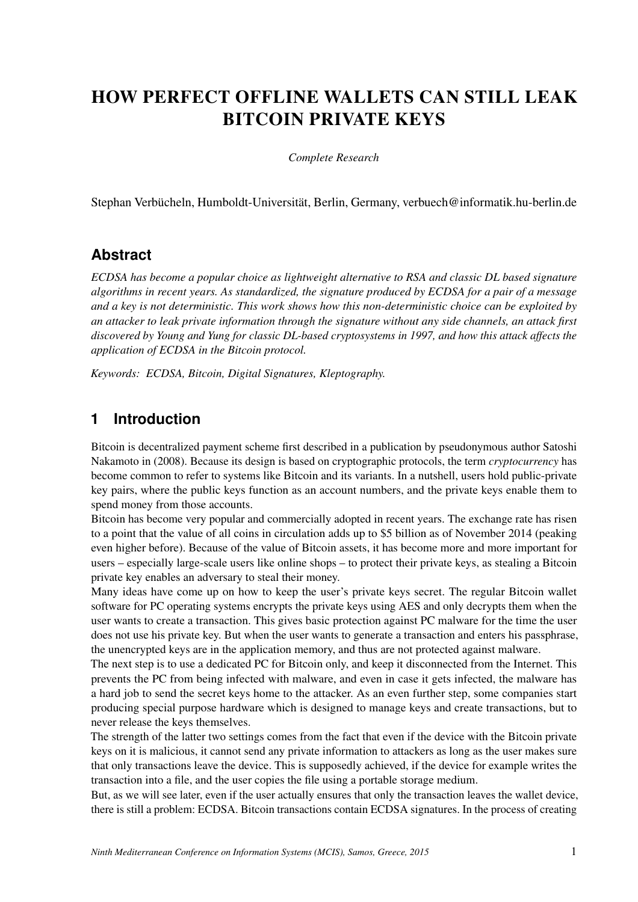# HOW PERFECT OFFLINE WALLETS CAN STILL LEAK BITCOIN PRIVATE KEYS

*Complete Research*

Stephan Verbücheln, Humboldt-Universität, Berlin, Germany, verbuech@informatik.hu-berlin.de

## Abstract

*ECDSA has become a popular choice as lightweight alternative to RSA and classic DL based signature algorithms in recent years. As standardized, the signature produced by ECDSA for a pair of a message and a key is not deterministic. This work shows how this non-deterministic choice can be exploited by an attacker to leak private information through the signature without any side channels, an attack first discovered by Young and Yung for classic DL-based cryptosystems in 1997, and how this attack affects the application of ECDSA in the Bitcoin protocol.*

Keywords: *ECDSA, Bitcoin, Digital Signatures, Kleptography.*

## 1 Introduction

Bitcoin is decentralized payment scheme first described in a publication by pseudonymous author Satoshi Nakamoto in (2008). Because its design is based on cryptographic protocols, the term *cryptocurrency* has become common to refer to systems like Bitcoin and its variants. In a nutshell, users hold public-private key pairs, where the public keys function as an account numbers, and the private keys enable them to spend money from those accounts.

Bitcoin has become very popular and commercially adopted in recent years. The exchange rate has risen to a point that the value of all coins in circulation adds up to \$5 billion as of November 2014 (peaking even higher before). Because of the value of Bitcoin assets, it has become more and more important for users – especially large-scale users like online shops – to protect their private keys, as stealing a Bitcoin private key enables an adversary to steal their money.

Many ideas have come up on how to keep the user's private keys secret. The regular Bitcoin wallet software for PC operating systems encrypts the private keys using AES and only decrypts them when the user wants to create a transaction. This gives basic protection against PC malware for the time the user does not use his private key. But when the user wants to generate a transaction and enters his passphrase, the unencrypted keys are in the application memory, and thus are not protected against malware.

The next step is to use a dedicated PC for Bitcoin only, and keep it disconnected from the Internet. This prevents the PC from being infected with malware, and even in case it gets infected, the malware has a hard job to send the secret keys home to the attacker. As an even further step, some companies start producing special purpose hardware which is designed to manage keys and create transactions, but to never release the keys themselves.

The strength of the latter two settings comes from the fact that even if the device with the Bitcoin private keys on it is malicious, it cannot send any private information to attackers as long as the user makes sure that only transactions leave the device. This is supposedly achieved, if the device for example writes the transaction into a file, and the user copies the file using a portable storage medium.

But, as we will see later, even if the user actually ensures that only the transaction leaves the wallet device, there is still a problem: ECDSA. Bitcoin transactions contain ECDSA signatures. In the process of creating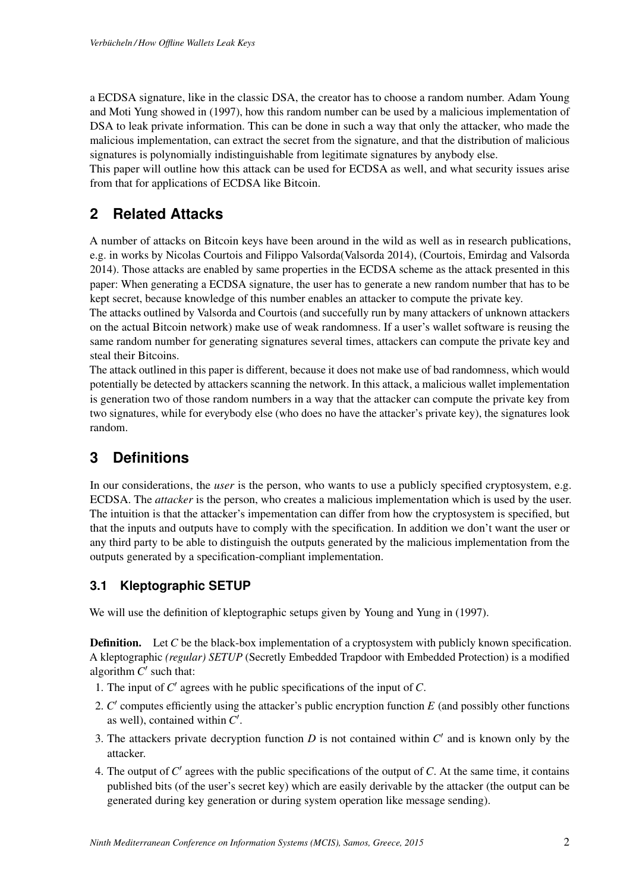a ECDSA signature, like in the classic DSA, the creator has to choose a random number. Adam Young and Moti Yung showed in (1997), how this random number can be used by a malicious implementation of DSA to leak private information. This can be done in such a way that only the attacker, who made the malicious implementation, can extract the secret from the signature, and that the distribution of malicious signatures is polynomially indistinguishable from legitimate signatures by anybody else.
This paper will outline how this attack can be used for ECDSA as well, and what security issues arise from that for applications of ECDSA like Bitcoin.

## 2 Related Attacks

A number of attacks on Bitcoin keys have been around in the wild as well as in research publications, e.g. in works by Nicolas Courtois and Filippo Valsorda(Valsorda 2014), (Courtois, Emirdag and Valsorda 2014). Those attacks are enabled by same properties in the ECDSA scheme as the attack presented in this paper: When generating a ECDSA signature, the user has to generate a new random number that has to be kept secret, because knowledge of this number enables an attacker to compute the private key.
The attacks outlined by Valsorda and Courtois (and succefully run by many attackers of unknown attackers on the actual Bitcoin network) make use of weak randomness. If a user's wallet software is reusing the same random number for generating signatures several times, attackers can compute the private key and steal their Bitcoins.
The attack outlined in this paper is different, because it does not make use of bad randomness, which would potentially be detected by attackers scanning the network. In this attack, a malicious wallet implementation is generation two of those random numbers in a way that the attacker can compute the private key from two signatures, while for everybody else (who does no have the attacker's private key), the signatures look random.

## 3 Definitions

In our considerations, the *user* is the person, who wants to use a publicly specified cryptosystem, e.g. ECDSA. The *attacker* is the person, who creates a malicious implementation which is used by the user. The intuition is that the attacker's impementation can differ from how the cryptosystem is specified, but that the inputs and outputs have to comply with the specification. In addition we don't want the user or any third party to be able to distinguish the outputs generated by the malicious implementation from the outputs generated by a specification-compliant implementation.

### 3.1 Kleptographic SETUP

We will use the definition of kleptographic setups given by Young and Yung in (1997).

**Definition.** Let $C$ be the black-box implementation of a cryptosystem with publicly known specification. A kleptographic *(regular) SETUP* (Secretly Embedded Trapdoor with Embedded Protection) is a modified algorithm $C'$ such that:

1. The input of $C'$ agrees with he public specifications of the input of $C$.
2. $C'$ computes efficiently using the attacker's public encryption function $E$ (and possibly other functions as well), contained within $C'$.
3. The attackers private decryption function $D$ is not contained within $C'$ and is known only by the attacker.
4. The output of $C'$ agrees with the public specifications of the output of $C$. At the same time, it contains published bits (of the user's secret key) which are easily derivable by the attacker (the output can be generated during key generation or during system operation like message sending).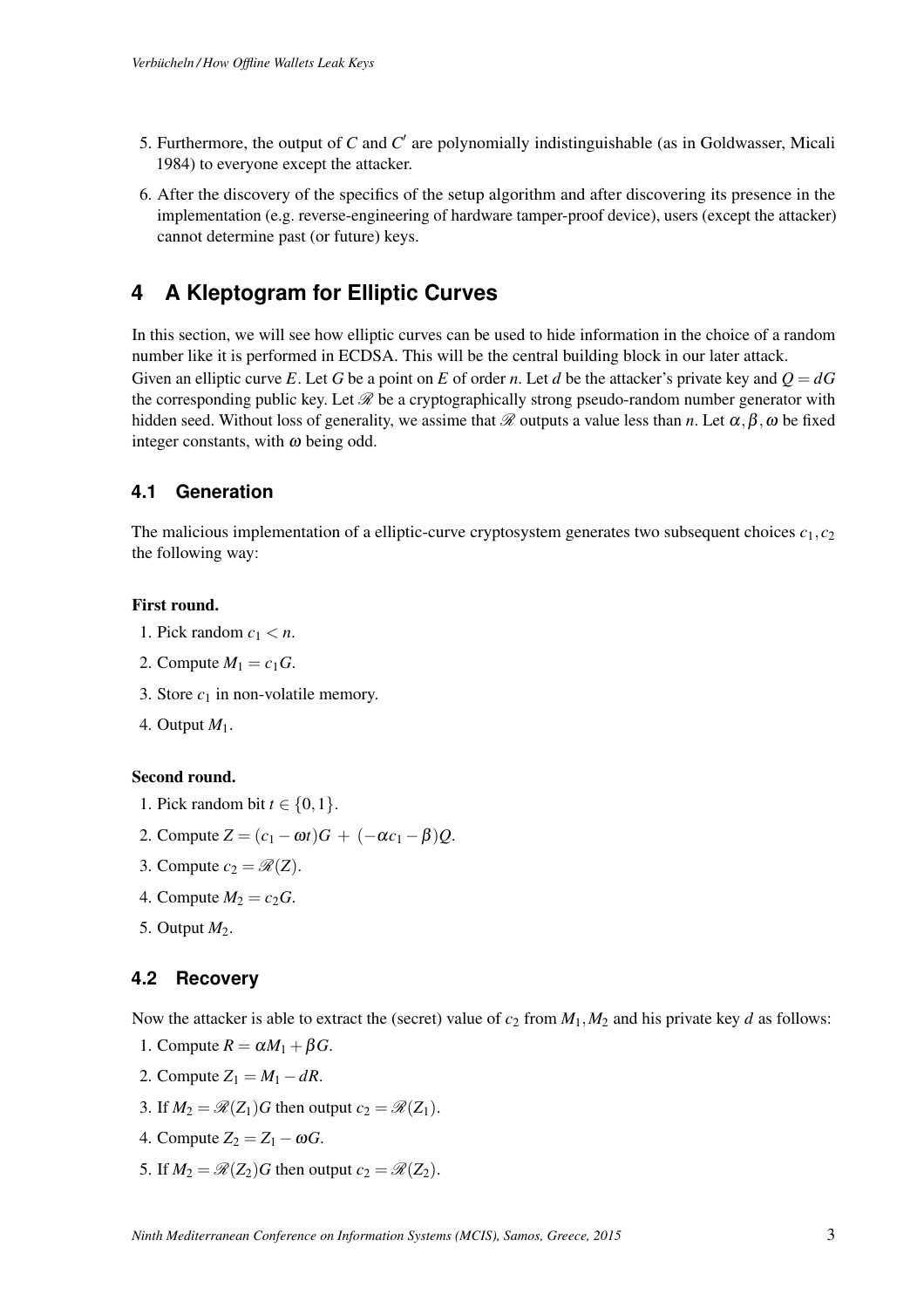5. Furthermore, the output of $C$ and $C'$ are polynomially indistinguishable (as in Goldwasser, Micali 1984) to everyone except the attacker.
6. After the discovery of the specifics of the setup algorithm and after discovering its presence in the implementation (e.g. reverse-engineering of hardware tamper-proof device), users (except the attacker) cannot determine past (or future) keys.

## 4 A Kleptogram for Elliptic Curves

In this section, we will see how elliptic curves can be used to hide information in the choice of a random number like it is performed in ECDSA. This will be the central building block in our later attack.
Given an elliptic curve $E$. Let $G$ be a point on $E$ of order $n$. Let $d$ be the attacker's private key and $Q = dG$ the corresponding public key. Let $\mathscr{R}$ be a cryptographically strong pseudo-random number generator with hidden seed. Without loss of generality, we assime that $\mathscr{R}$ outputs a value less than $n$. Let $\alpha, \beta, \omega$ be fixed integer constants, with $\omega$ being odd.

### 4.1 Generation

The malicious implementation of a elliptic-curve cryptosystem generates two subsequent choices $c_1, c_2$ the following way:

**First round.**

1. Pick random $c_1 < n$.
2. Compute $M_1 = c_1 G$.
3. Store $c_1$ in non-volatile memory.
4. Output $M_1$.

**Second round.**

1. Pick random bit $t \in \{0, 1\}$.
2. Compute $Z = (c_1 - \omega t)G + (-\alpha c_1 - \beta)Q$.
3. Compute $c_2 = \mathscr{R}(Z)$.
4. Compute $M_2 = c_2 G$.
5. Output $M_2$.

### 4.2 Recovery

Now the attacker is able to extract the (secret) value of $c_2$ from $M_1, M_2$ and his private key $d$ as follows:

1. Compute $R = \alpha M_1 + \beta G$.
2. Compute $Z_1 = M_1 - dR$.
3. If $M_2 = \mathscr{R}(Z_1)G$ then output $c_2 = \mathscr{R}(Z_1)$.
4. Compute $Z_2 = Z_1 - \omega G$.
5. If $M_2 = \mathscr{R}(Z_2)G$ then output $c_2 = \mathscr{R}(Z_2)$.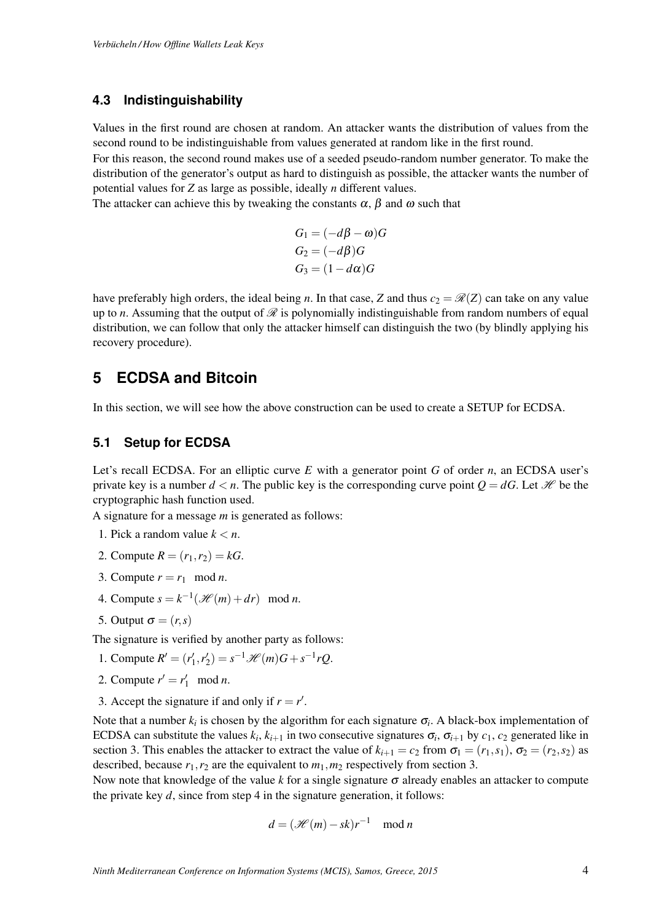### 4.3 Indistinguishability

Values in the first round are chosen at random. An attacker wants the distribution of values from the second round to be indistinguishable from values generated at random like in the first round.

For this reason, the second round makes use of a seeded pseudo-random number generator. To make the distribution of the generator's output as hard to distinguish as possible, the attacker wants the number of potential values for $Z$ as large as possible, ideally $n$ different values.

The attacker can achieve this by tweaking the constants $\alpha$, $\beta$ and $\omega$ such that

$$
\begin{aligned}
G_1 &= (-d\beta - \omega)G \\
G_2 &= (-d\beta)G \\
G_3 &= (1 - d\alpha)G
\end{aligned}
$$

have preferably high orders, the ideal being $n$. In that case, $Z$ and thus $c_2 = \mathscr{R}(Z)$ can take on any value up to $n$. Assuming that the output of $\mathscr{R}$ is polynomially indistinguishable from random numbers of equal distribution, we can follow that only the attacker himself can distinguish the two (by blindly applying his recovery procedure).

## 5 ECDSA and Bitcoin

In this section, we will see how the above construction can be used to create a SETUP for ECDSA.

### 5.1 Setup for ECDSA

Let's recall ECDSA. For an elliptic curve $E$ with a generator point $G$ of order $n$, an ECDSA user's private key is a number $d < n$. The public key is the corresponding curve point $Q = dG$. Let $\mathscr{H}$ be the cryptographic hash function used.

A signature for a message $m$ is generated as follows:

1. Pick a random value $k < n$.
2. Compute $R = (r_1, r_2) = kG$.
3. Compute $r = r_1 \mod n$.
4. Compute $s = k^{-1}(\mathscr{H}(m) + dr) \mod n$.
5. Output $\sigma = (r, s)$

The signature is verified by another party as follows:

1. Compute $R' = (r'_1, r'_2) = s^{-1}\mathscr{H}(m)G + s^{-1}rQ$.
2. Compute $r' = r'_1 \mod n$.
3. Accept the signature if and only if $r = r'$.

Note that a number $k_i$ is chosen by the algorithm for each signature $\sigma_i$. A black-box implementation of ECDSA can substitute the values $k_i$, $k_{i+1}$ in two consecutive signatures $\sigma_i$, $\sigma_{i+1}$ by $c_1$, $c_2$ generated like in section 3. This enables the attacker to extract the value of $k_{i+1} = c_2$ from $\sigma_1 = (r_1, s_1)$, $\sigma_2 = (r_2, s_2)$ as described, because $r_1, r_2$ are the equivalent to $m_1, m_2$ respectively from section 3.

Now note that knowledge of the value $k$ for a single signature $\sigma$ already enables an attacker to compute the private key $d$, since from step 4 in the signature generation, it follows:

$$
d = (\mathscr{H}(m) - sk)r^{-1} \mod n
$$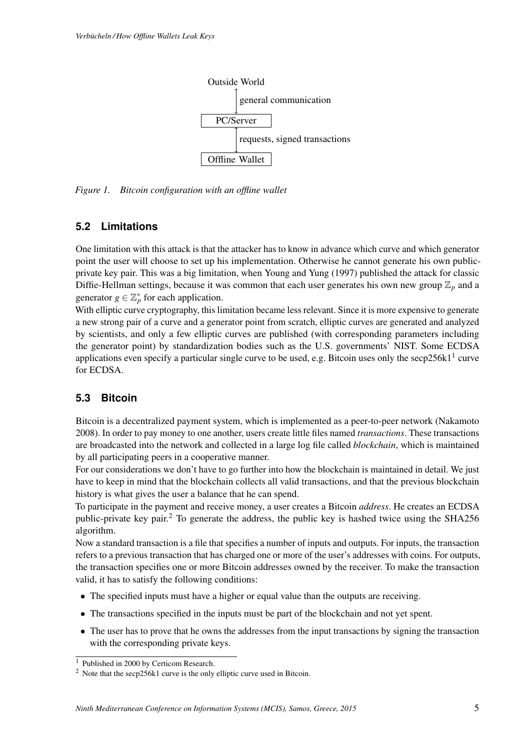Outside World

general communication

PC/Server

requests, signed transactions

Offline Wallet

*Figure 1. Bitcoin configuration with an offline wallet*

## 5.2 Limitations

One limitation with this attack is that the attacker has to know in advance which curve and which generator point the user will choose to set up his implementation. Otherwise he cannot generate his own public-private key pair. This was a big limitation, when Young and Yung (1997) published the attack for classic Diffie-Hellman settings, because it was common that each user generates his own new group $\mathbb{Z}_p$ and a generator $g \in \mathbb{Z}_p^*$ for each application.
With elliptic curve cryptography, this limitation became less relevant. Since it is more expensive to generate a new strong pair of a curve and a generator point from scratch, elliptic curves are generated and analyzed by scientists, and only a few elliptic curves are published (with corresponding parameters including the generator point) by standardization bodies such as the U.S. governments' NIST. Some ECDSA applications even specify a particular single curve to be used, e.g. Bitcoin uses only the secp256k1[1] curve for ECDSA.

## 5.3 Bitcoin

Bitcoin is a decentralized payment system, which is implemented as a peer-to-peer network (Nakamoto 2008). In order to pay money to one another, users create little files named *transactions*. These transactions are broadcasted into the network and collected in a large log file called *blockchain*, which is maintained by all participating peers in a cooperative manner.
For our considerations we don't have to go further into how the blockchain is maintained in detail. We just have to keep in mind that the blockchain collects all valid transactions, and that the previous blockchain history is what gives the user a balance that he can spend.
To participate in the payment and receive money, a user creates a Bitcoin *address*. He creates an ECDSA public-private key pair.[2] To generate the address, the public key is hashed twice using the SHA256 algorithm.
Now a standard transaction is a file that specifies a number of inputs and outputs. For inputs, the transaction refers to a previous transaction that has charged one or more of the user's addresses with coins. For outputs, the transaction specifies one or more Bitcoin addresses owned by the receiver. To make the transaction valid, it has to satisfy the following conditions:

- The specified inputs must have a higher or equal value than the outputs are receiving.
- The transactions specified in the inputs must be part of the blockchain and not yet spent.
- The user has to prove that he owns the addresses from the input transactions by signing the transaction with the corresponding private keys.

[1] Published in 2000 by Certicom Research.
[2] Note that the secp256k1 curve is the only elliptic curve used in Bitcoin.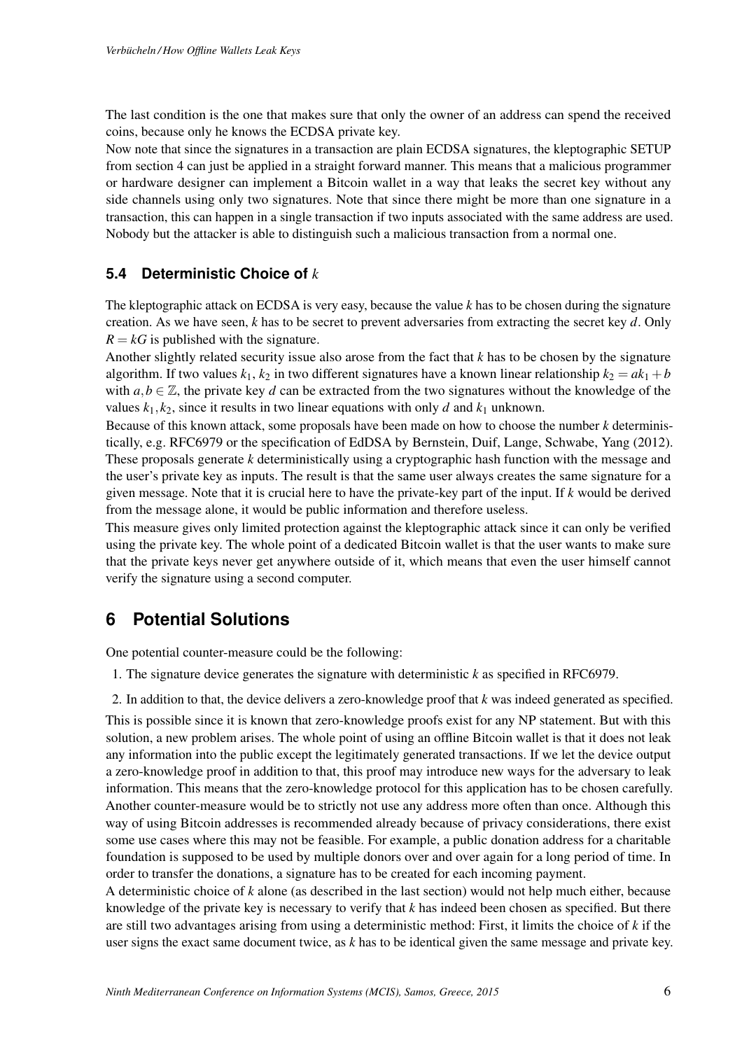The last condition is the one that makes sure that only the owner of an address can spend the received coins, because only he knows the ECDSA private key.

Now note that since the signatures in a transaction are plain ECDSA signatures, the kleptographic SETUP from section 4 can just be applied in a straight forward manner. This means that a malicious programmer or hardware designer can implement a Bitcoin wallet in a way that leaks the secret key without any side channels using only two signatures. Note that since there might be more than one signature in a transaction, this can happen in a single transaction if two inputs associated with the same address are used. Nobody but the attacker is able to distinguish such a malicious transaction from a normal one.

### 5.4 Deterministic Choice of $k$

The kleptographic attack on ECDSA is very easy, because the value $k$ has to be chosen during the signature creation. As we have seen, $k$ has to be secret to prevent adversaries from extracting the secret key $d$. Only $R = kG$ is published with the signature.

Another slightly related security issue also arose from the fact that $k$ has to be chosen by the signature algorithm. If two values $k_1$, $k_2$ in two different signatures have a known linear relationship $k_2 = ak_1 + b$ with $a, b \in \mathbb{Z}$, the private key $d$ can be extracted from the two signatures without the knowledge of the values $k_1, k_2$, since it results in two linear equations with only $d$ and $k_1$ unknown.

Because of this known attack, some proposals have been made on how to choose the number $k$ deterministically, e.g. RFC6979 or the specification of EdDSA by Bernstein, Duif, Lange, Schwabe, Yang (2012). These proposals generate $k$ deterministically using a cryptographic hash function with the message and the user's private key as inputs. The result is that the same user always creates the same signature for a given message. Note that it is crucial here to have the private-key part of the input. If $k$ would be derived from the message alone, it would be public information and therefore useless.

This measure gives only limited protection against the kleptographic attack since it can only be verified using the private key. The whole point of a dedicated Bitcoin wallet is that the user wants to make sure that the private keys never get anywhere outside of it, which means that even the user himself cannot verify the signature using a second computer.

## 6 Potential Solutions

One potential counter-measure could be the following:

1. The signature device generates the signature with deterministic $k$ as specified in RFC6979.
2. In addition to that, the device delivers a zero-knowledge proof that $k$ was indeed generated as specified.

This is possible since it is known that zero-knowledge proofs exist for any NP statement. But with this solution, a new problem arises. The whole point of using an offline Bitcoin wallet is that it does not leak any information into the public except the legitimately generated transactions. If we let the device output a zero-knowledge proof in addition to that, this proof may introduce new ways for the adversary to leak information. This means that the zero-knowledge protocol for this application has to be chosen carefully.

Another counter-measure would be to strictly not use any address more often than once. Although this way of using Bitcoin addresses is recommended already because of privacy considerations, there exist some use cases where this may not be feasible. For example, a public donation address for a charitable foundation is supposed to be used by multiple donors over and over again for a long period of time. In order to transfer the donations, a signature has to be created for each incoming payment.

A deterministic choice of $k$ alone (as described in the last section) would not help much either, because knowledge of the private key is necessary to verify that $k$ has indeed been chosen as specified. But there are still two advantages arising from using a deterministic method: First, it limits the choice of $k$ if the user signs the exact same document twice, as $k$ has to be identical given the same message and private key.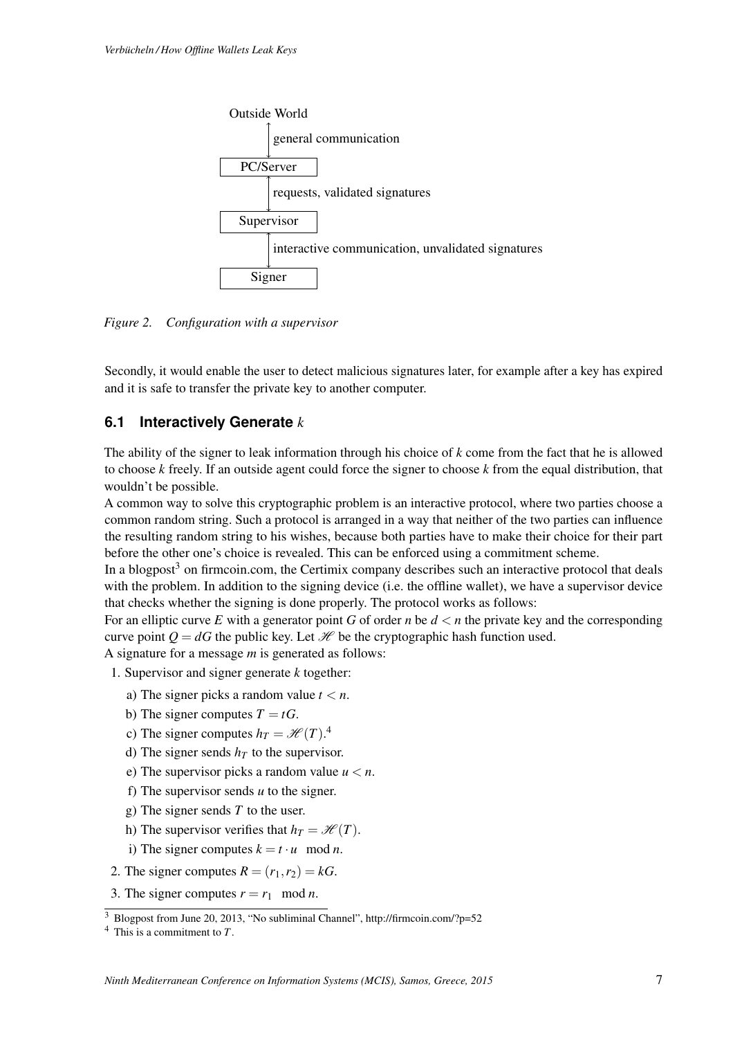Outside World

↕ general communication

PC/Server

↕ requests, validated signatures

Supervisor

↕ interactive communication, unvalidated signatures

Signer

*Figure 2. Configuration with a supervisor*

Secondly, it would enable the user to detect malicious signatures later, for example after a key has expired and it is safe to transfer the private key to another computer.

## 6.1 Interactively Generate $k$

The ability of the signer to leak information through his choice of $k$ come from the fact that he is allowed to choose $k$ freely. If an outside agent could force the signer to choose $k$ from the equal distribution, that wouldn't be possible.

A common way to solve this cryptographic problem is an interactive protocol, where two parties choose a common random string. Such a protocol is arranged in a way that neither of the two parties can influence the resulting random string to his wishes, because both parties have to make their choice for their part before the other one's choice is revealed. This can be enforced using a commitment scheme.

In a blogpost[3] on firmcoin.com, the Certimix company describes such an interactive protocol that deals with the problem. In addition to the signing device (i.e. the offline wallet), we have a supervisor device that checks whether the signing is done properly. The protocol works as follows:

For an elliptic curve $E$ with a generator point $G$ of order $n$ be $d < n$ the private key and the corresponding curve point $Q = dG$ the public key. Let $\mathscr{H}$ be the cryptographic hash function used.

A signature for a message $m$ is generated as follows:

1. Supervisor and signer generate $k$ together:
   a) The signer picks a random value $t < n$.
   b) The signer computes $T = tG$.
   c) The signer computes $h_T = \mathscr{H}(T)$.[4]
   d) The signer sends $h_T$ to the supervisor.
   e) The supervisor picks a random value $u < n$.
   f) The supervisor sends $u$ to the signer.
   g) The signer sends $T$ to the user.
   h) The supervisor verifies that $h_T = \mathscr{H}(T)$.
   i) The signer computes $k = t \cdot u \mod n$.
2. The signer computes $R = (r_1, r_2) = kG$.
3. The signer computes $r = r_1 \mod n$.

[3] Blogpost from June 20, 2013, "No subliminal Channel", http://firmcoin.com/?p=52

[4] This is a commitment to $T$.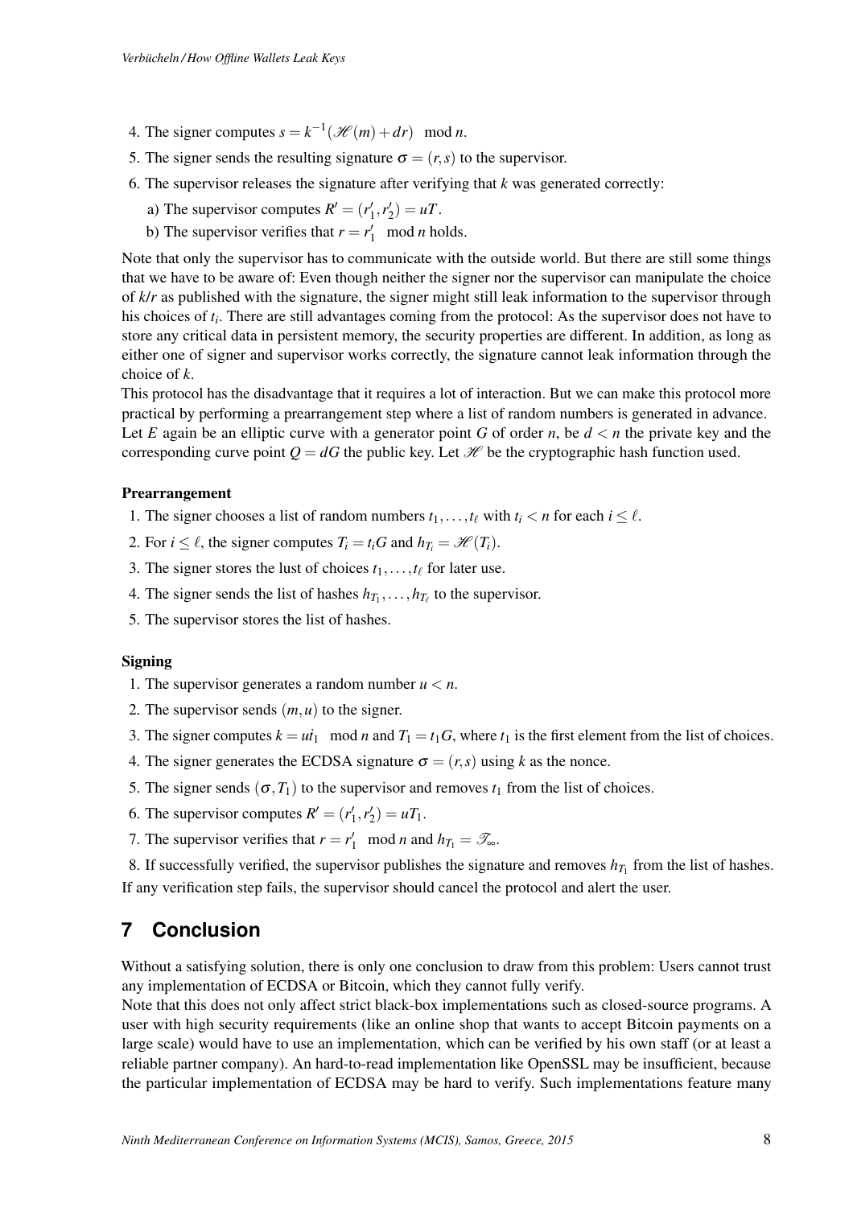4. The signer computes $s = k^{-1}(\mathscr{H}(m) + dr) \mod n$.
5. The signer sends the resulting signature $\sigma = (r, s)$ to the supervisor.
6. The supervisor releases the signature after verifying that $k$ was generated correctly:
   a) The supervisor computes $R' = (r'_1, r'_2) = uT$.
   b) The supervisor verifies that $r = r'_1 \mod n$ holds.

Note that only the supervisor has to communicate with the outside world. But there are still some things that we have to be aware of: Even though neither the signer nor the supervisor can manipulate the choice of *k*/*r* as published with the signature, the signer might still leak information to the supervisor through his choices of $t_i$. There are still advantages coming from the protocol: As the supervisor does not have to store any critical data in persistent memory, the security properties are different. In addition, as long as either one of signer and supervisor works correctly, the signature cannot leak information through the choice of $k$.

This protocol has the disadvantage that it requires a lot of interaction. But we can make this protocol more practical by performing a prearrangement step where a list of random numbers is generated in advance. Let $E$ again be an elliptic curve with a generator point $G$ of order $n$, be $d < n$ the private key and the corresponding curve point $Q = dG$ the public key. Let $\mathscr{H}$ be the cryptographic hash function used.

**Prearrangement**

1. The signer chooses a list of random numbers $t_1, \ldots, t_\ell$ with $t_i < n$ for each $i \leq \ell$.
2. For $i \leq \ell$, the signer computes $T_i = t_i G$ and $h_{T_i} = \mathscr{H}(T_i)$.
3. The signer stores the lust of choices $t_1, \ldots, t_\ell$ for later use.
4. The signer sends the list of hashes $h_{T_1}, \ldots, h_{T_\ell}$ to the supervisor.
5. The supervisor stores the list of hashes.

**Signing**

1. The supervisor generates a random number $u < n$.
2. The supervisor sends $(m, u)$ to the signer.
3. The signer computes $k = ut_1 \mod n$ and $T_1 = t_1 G$, where $t_1$ is the first element from the list of choices.
4. The signer generates the ECDSA signature $\sigma = (r, s)$ using $k$ as the nonce.
5. The signer sends $(\sigma, T_1)$ to the supervisor and removes $t_1$ from the list of choices.
6. The supervisor computes $R' = (r'_1, r'_2) = uT_1$.
7. The supervisor verifies that $r = r'_1 \mod n$ and $h_{T_1} = \mathscr{T}_\infty$.
8. If successfully verified, the supervisor publishes the signature and removes $h_{T_1}$ from the list of hashes.

If any verification step fails, the supervisor should cancel the protocol and alert the user.

## 7 Conclusion

Without a satisfying solution, there is only one conclusion to draw from this problem: Users cannot trust any implementation of ECDSA or Bitcoin, which they cannot fully verify.

Note that this does not only affect strict black-box implementations such as closed-source programs. A user with high security requirements (like an online shop that wants to accept Bitcoin payments on a large scale) would have to use an implementation, which can be verified by his own staff (or at least a reliable partner company). An hard-to-read implementation like OpenSSL may be insufficient, because the particular implementation of ECDSA may be hard to verify. Such implementations feature many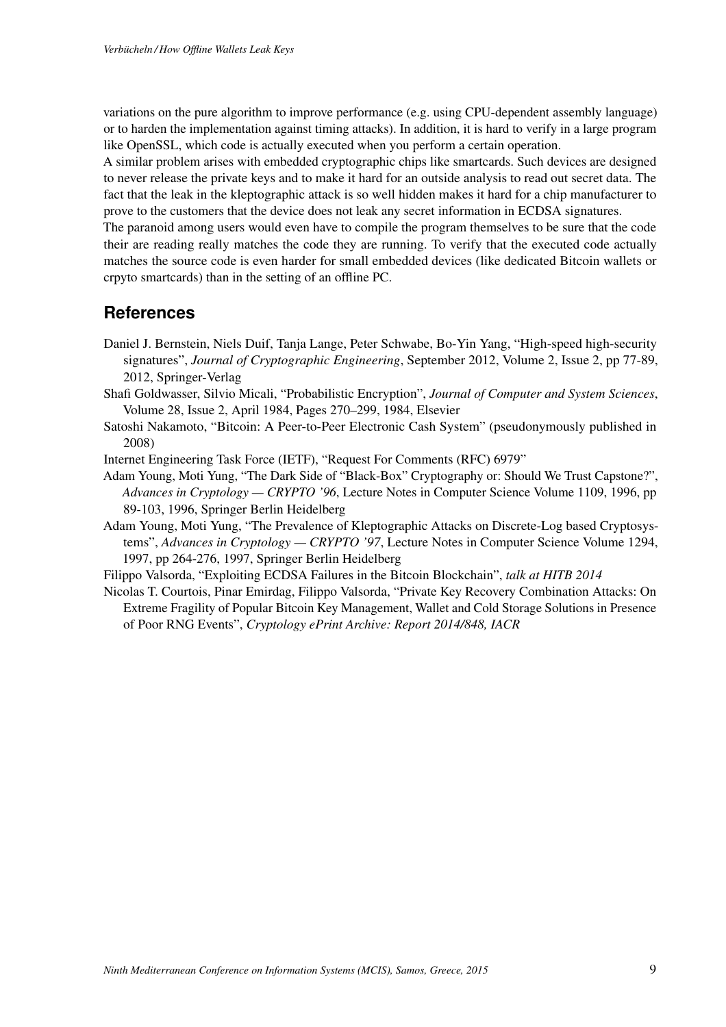variations on the pure algorithm to improve performance (e.g. using CPU-dependent assembly language) or to harden the implementation against timing attacks). In addition, it is hard to verify in a large program like OpenSSL, which code is actually executed when you perform a certain operation.

A similar problem arises with embedded cryptographic chips like smartcards. Such devices are designed to never release the private keys and to make it hard for an outside analysis to read out secret data. The fact that the leak in the kleptographic attack is so well hidden makes it hard for a chip manufacturer to prove to the customers that the device does not leak any secret information in ECDSA signatures.

The paranoid among users would even have to compile the program themselves to be sure that the code their are reading really matches the code they are running. To verify that the executed code actually matches the source code is even harder for small embedded devices (like dedicated Bitcoin wallets or crpyto smartcards) than in the setting of an offline PC.

## References

Daniel J. Bernstein, Niels Duif, Tanja Lange, Peter Schwabe, Bo-Yin Yang, "High-speed high-security signatures", *Journal of Cryptographic Engineering*, September 2012, Volume 2, Issue 2, pp 77-89, 2012, Springer-Verlag

Shafi Goldwasser, Silvio Micali, "Probabilistic Encryption", *Journal of Computer and System Sciences*, Volume 28, Issue 2, April 1984, Pages 270–299, 1984, Elsevier

Satoshi Nakamoto, "Bitcoin: A Peer-to-Peer Electronic Cash System" (pseudonymously published in 2008)

Internet Engineering Task Force (IETF), "Request For Comments (RFC) 6979"

Adam Young, Moti Yung, "The Dark Side of "Black-Box" Cryptography or: Should We Trust Capstone?", *Advances in Cryptology — CRYPTO '96*, Lecture Notes in Computer Science Volume 1109, 1996, pp 89-103, 1996, Springer Berlin Heidelberg

Adam Young, Moti Yung, "The Prevalence of Kleptographic Attacks on Discrete-Log based Cryptosystems", *Advances in Cryptology — CRYPTO '97*, Lecture Notes in Computer Science Volume 1294, 1997, pp 264-276, 1997, Springer Berlin Heidelberg

Filippo Valsorda, "Exploiting ECDSA Failures in the Bitcoin Blockchain", *talk at HITB 2014*

Nicolas T. Courtois, Pinar Emirdag, Filippo Valsorda, "Private Key Recovery Combination Attacks: On Extreme Fragility of Popular Bitcoin Key Management, Wallet and Cold Storage Solutions in Presence of Poor RNG Events", *Cryptology ePrint Archive: Report 2014/848, IACR*